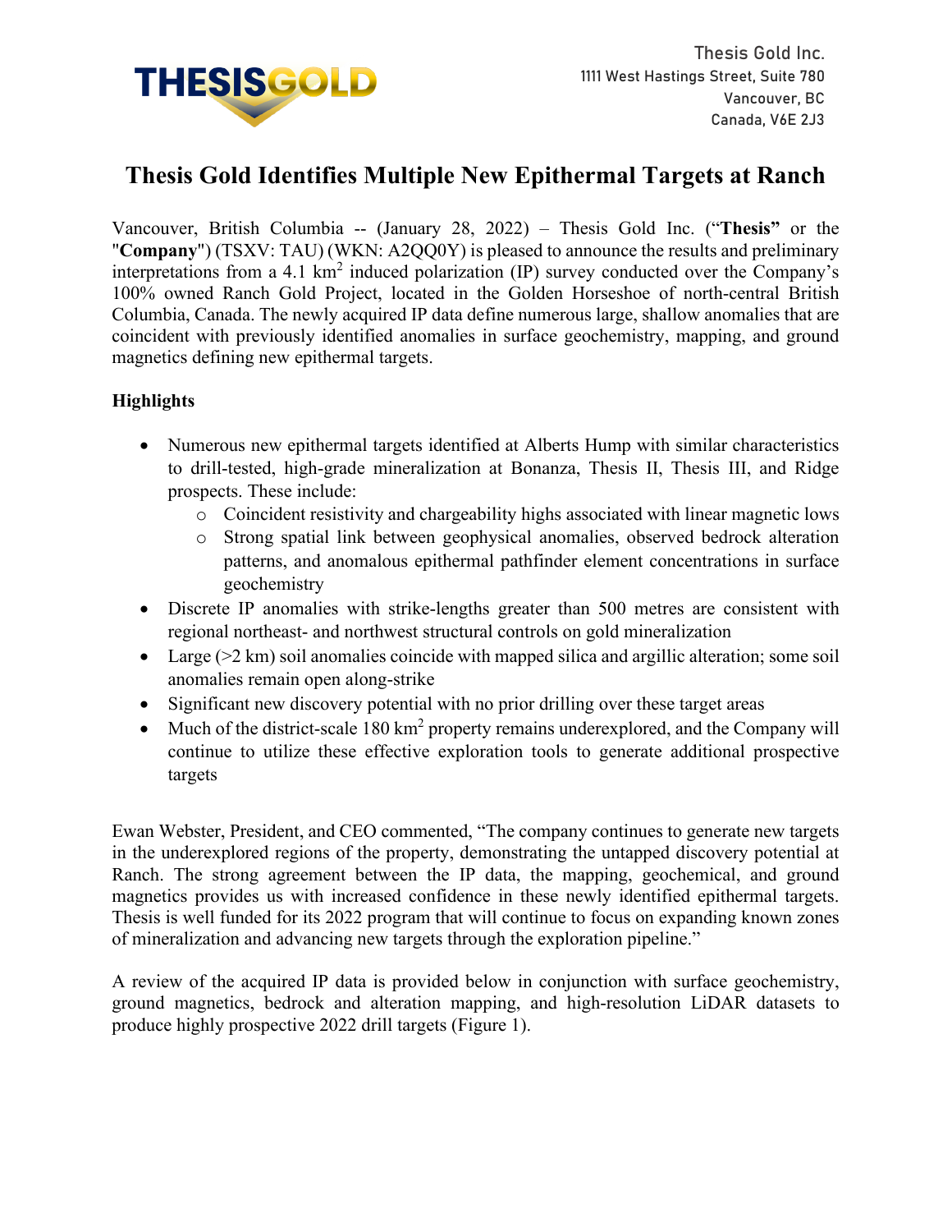Thesis Gold Inc.
1111 West Hastings Street, Suite 780
Vancouver, BC
Canada, V6E 2J3

# Thesis Gold Identifies Multiple New Epithermal Targets at Ranch

Vancouver, British Columbia -- (January 28, 2022) – Thesis Gold Inc. ("**Thesis**" or the "**Company**") (TSXV: TAU) (WKN: A2QQ0Y) is pleased to announce the results and preliminary interpretations from a 4.1 km$^2$ induced polarization (IP) survey conducted over the Company's 100% owned Ranch Gold Project, located in the Golden Horseshoe of north-central British Columbia, Canada. The newly acquired IP data define numerous large, shallow anomalies that are coincident with previously identified anomalies in surface geochemistry, mapping, and ground magnetics defining new epithermal targets.

## Highlights

- Numerous new epithermal targets identified at Alberts Hump with similar characteristics to drill-tested, high-grade mineralization at Bonanza, Thesis II, Thesis III, and Ridge prospects. These include:
    - Coincident resistivity and chargeability highs associated with linear magnetic lows
    - Strong spatial link between geophysical anomalies, observed bedrock alteration patterns, and anomalous epithermal pathfinder element concentrations in surface geochemistry
- Discrete IP anomalies with strike-lengths greater than 500 metres are consistent with regional northeast- and northwest structural controls on gold mineralization
- Large (>2 km) soil anomalies coincide with mapped silica and argillic alteration; some soil anomalies remain open along-strike
- Significant new discovery potential with no prior drilling over these target areas
- Much of the district-scale 180 km$^2$ property remains underexplored, and the Company will continue to utilize these effective exploration tools to generate additional prospective targets

Ewan Webster, President, and CEO commented, "The company continues to generate new targets in the underexplored regions of the property, demonstrating the untapped discovery potential at Ranch. The strong agreement between the IP data, the mapping, geochemical, and ground magnetics provides us with increased confidence in these newly identified epithermal targets. Thesis is well funded for its 2022 program that will continue to focus on expanding known zones of mineralization and advancing new targets through the exploration pipeline."

A review of the acquired IP data is provided below in conjunction with surface geochemistry, ground magnetics, bedrock and alteration mapping, and high-resolution LiDAR datasets to produce highly prospective 2022 drill targets (Figure 1).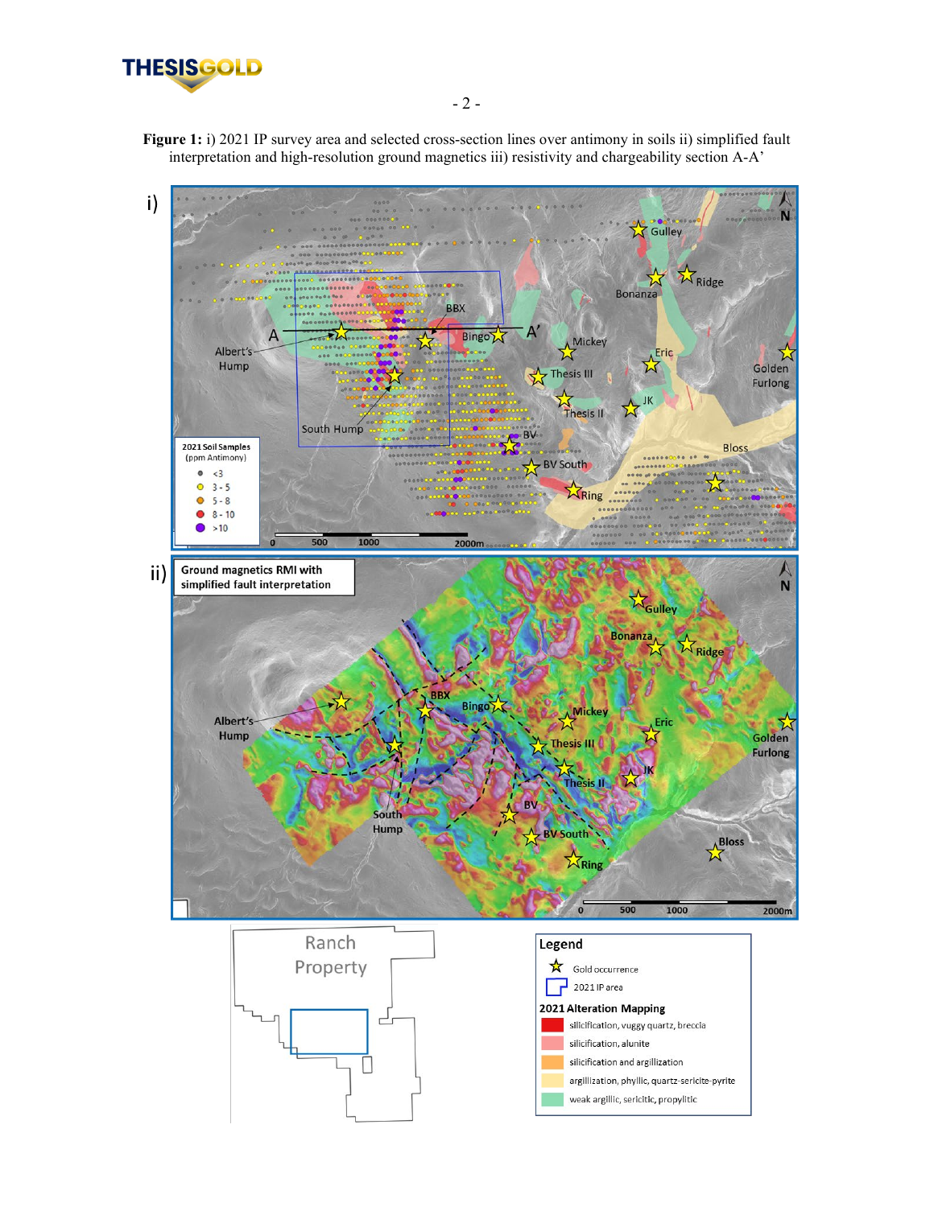**Figure 1:** i) 2021 IP survey area and selected cross-section lines over antimony in soils ii) simplified fault interpretation and high-resolution ground magnetics iii) resistivity and chargeability section A-A'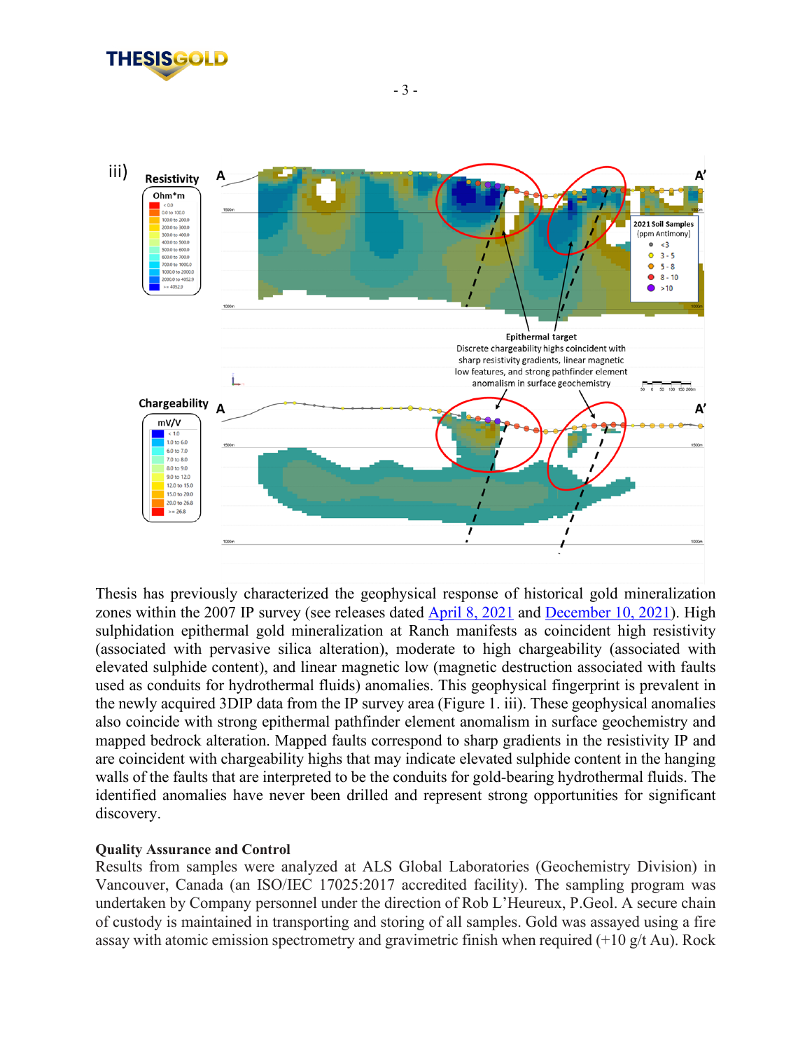Thesis has previously characterized the geophysical response of historical gold mineralization zones within the 2007 IP survey (see releases dated April 8, 2021 and December 10, 2021). High sulphidation epithermal gold mineralization at Ranch manifests as coincident high resistivity (associated with pervasive silica alteration), moderate to high chargeability (associated with elevated sulphide content), and linear magnetic low (magnetic destruction associated with faults used as conduits for hydrothermal fluids) anomalies. This geophysical fingerprint is prevalent in the newly acquired 3DIP data from the IP survey area (Figure 1. iii). These geophysical anomalies also coincide with strong epithermal pathfinder element anomalism in surface geochemistry and mapped bedrock alteration. Mapped faults correspond to sharp gradients in the resistivity IP and are coincident with chargeability highs that may indicate elevated sulphide content in the hanging walls of the faults that are interpreted to be the conduits for gold-bearing hydrothermal fluids. The identified anomalies have never been drilled and represent strong opportunities for significant discovery.

**Quality Assurance and Control**

Results from samples were analyzed at ALS Global Laboratories (Geochemistry Division) in Vancouver, Canada (an ISO/IEC 17025:2017 accredited facility). The sampling program was undertaken by Company personnel under the direction of Rob L'Heureux, P.Geol. A secure chain of custody is maintained in transporting and storing of all samples. Gold was assayed using a fire assay with atomic emission spectrometry and gravimetric finish when required (+10 g/t Au). Rock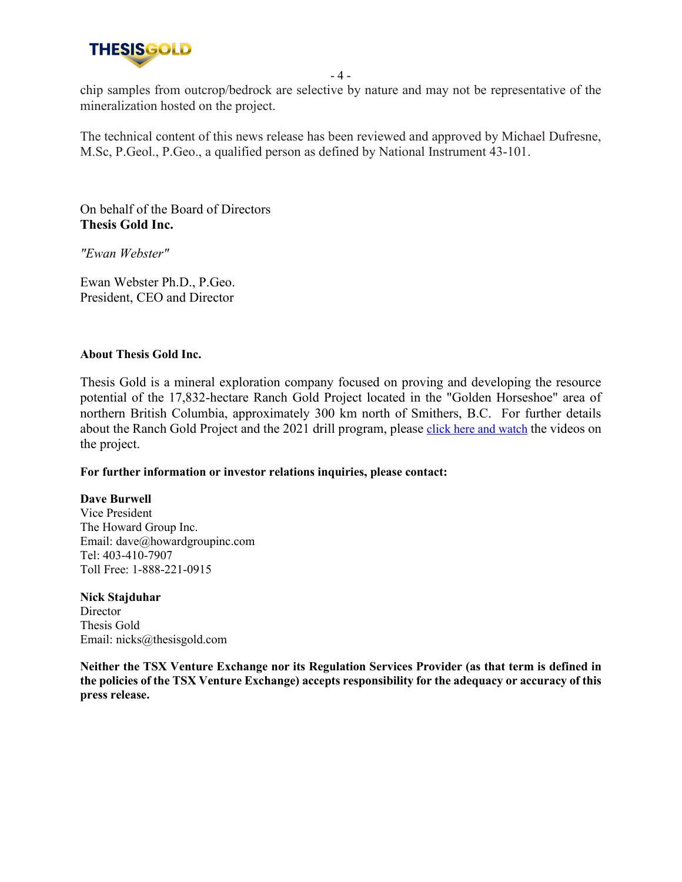chip samples from outcrop/bedrock are selective by nature and may not be representative of the mineralization hosted on the project.

The technical content of this news release has been reviewed and approved by Michael Dufresne, M.Sc, P.Geol., P.Geo., a qualified person as defined by National Instrument 43-101.

On behalf of the Board of Directors
**Thesis Gold Inc.**

*"Ewan Webster"*

Ewan Webster Ph.D., P.Geo.
President, CEO and Director

**About Thesis Gold Inc.**

Thesis Gold is a mineral exploration company focused on proving and developing the resource potential of the 17,832-hectare Ranch Gold Project located in the "Golden Horseshoe" area of northern British Columbia, approximately 300 km north of Smithers, B.C. For further details about the Ranch Gold Project and the 2021 drill program, please click here and watch the videos on the project.

**For further information or investor relations inquiries, please contact:**

**Dave Burwell**
Vice President
The Howard Group Inc.
Email: dave@howardgroupinc.com
Tel: 403-410-7907
Toll Free: 1-888-221-0915

**Nick Stajduhar**
Director
Thesis Gold
Email: nicks@thesisgold.com

**Neither the TSX Venture Exchange nor its Regulation Services Provider (as that term is defined in the policies of the TSX Venture Exchange) accepts responsibility for the adequacy or accuracy of this press release.**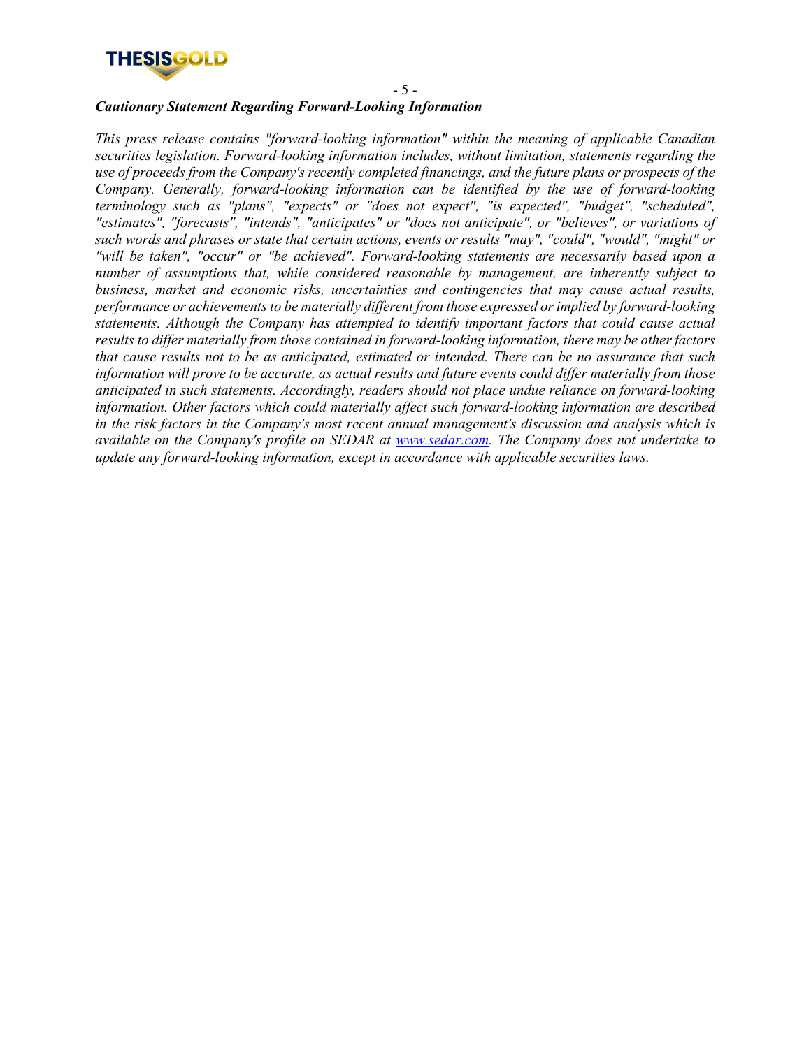***Cautionary Statement Regarding Forward-Looking Information***

*This press release contains "forward-looking information" within the meaning of applicable Canadian securities legislation. Forward-looking information includes, without limitation, statements regarding the use of proceeds from the Company's recently completed financings, and the future plans or prospects of the Company. Generally, forward-looking information can be identified by the use of forward-looking terminology such as "plans", "expects" or "does not expect", "is expected", "budget", "scheduled", "estimates", "forecasts", "intends", "anticipates" or "does not anticipate", or "believes", or variations of such words and phrases or state that certain actions, events or results "may", "could", "would", "might" or "will be taken", "occur" or "be achieved". Forward-looking statements are necessarily based upon a number of assumptions that, while considered reasonable by management, are inherently subject to business, market and economic risks, uncertainties and contingencies that may cause actual results, performance or achievements to be materially different from those expressed or implied by forward-looking statements. Although the Company has attempted to identify important factors that could cause actual results to differ materially from those contained in forward-looking information, there may be other factors that cause results not to be as anticipated, estimated or intended. There can be no assurance that such information will prove to be accurate, as actual results and future events could differ materially from those anticipated in such statements. Accordingly, readers should not place undue reliance on forward-looking information. Other factors which could materially affect such forward-looking information are described in the risk factors in the Company's most recent annual management's discussion and analysis which is available on the Company's profile on SEDAR at [www.sedar.com](http://www.sedar.com). The Company does not undertake to update any forward-looking information, except in accordance with applicable securities laws.*